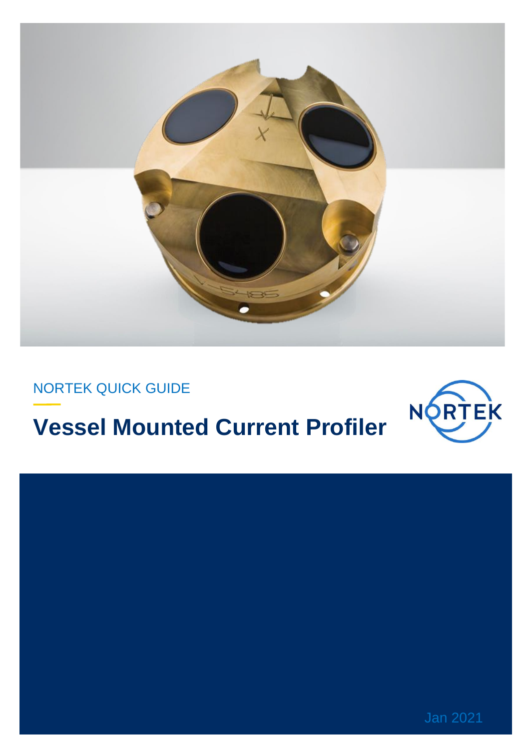NORTEK QUICK GUIDE

# Vessel Mounted Current Profiler

Jan 2021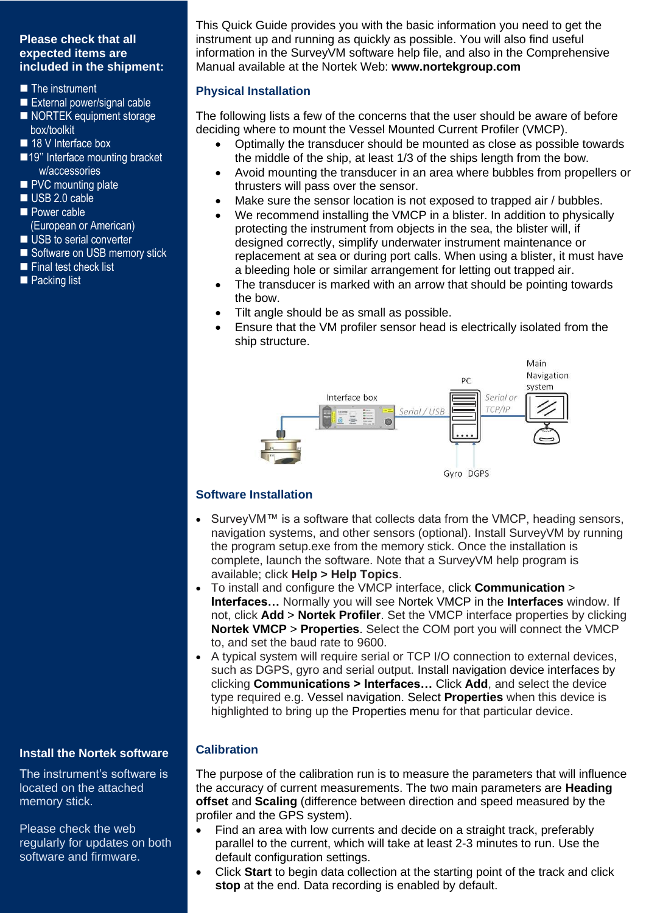**Please check that all expected items are included in the shipment:**

- The instrument
- External power/signal cable
- NORTEK equipment storage box/toolkit
- 18 V Interface box
- 19'' Interface mounting bracket w/accessories
- PVC mounting plate
- USB 2.0 cable
- Power cable (European or American)
- USB to serial converter
- Software on USB memory stick
- Final test check list
- Packing list

This Quick Guide provides you with the basic information you need to get the instrument up and running as quickly as possible. You will also find useful information in the SurveyVM software help file, and also in the Comprehensive Manual available at the Nortek Web: **www.nortekgroup.com**

## Physical Installation

The following lists a few of the concerns that the user should be aware of before deciding where to mount the Vessel Mounted Current Profiler (VMCP).

- Optimally the transducer should be mounted as close as possible towards the middle of the ship, at least 1/3 of the ships length from the bow.
- Avoid mounting the transducer in an area where bubbles from propellers or thrusters will pass over the sensor.
- Make sure the sensor location is not exposed to trapped air / bubbles.
- We recommend installing the VMCP in a blister. In addition to physically protecting the instrument from objects in the sea, the blister will, if designed correctly, simplify underwater instrument maintenance or replacement at sea or during port calls. When using a blister, it must have a bleeding hole or similar arrangement for letting out trapped air.
- The transducer is marked with an arrow that should be pointing towards the bow.
- Tilt angle should be as small as possible.
- Ensure that the VM profiler sensor head is electrically isolated from the ship structure.

Interface box — Serial / USB — PC — Serial or TCP/IP — Main Navigation system

Gyro DGPS

## Software Installation

- SurveyVM™ is a software that collects data from the VMCP, heading sensors, navigation systems, and other sensors (optional). Install SurveyVM by running the program setup.exe from the memory stick. Once the installation is complete, launch the software. Note that a SurveyVM help program is available; click **Help > Help Topics**.
- To install and configure the VMCP interface, click **Communication** > **Interfaces…** Normally you will see Nortek VMCP in the **Interfaces** window. If not, click **Add** > **Nortek Profiler**. Set the VMCP interface properties by clicking **Nortek VMCP** > **Properties**. Select the COM port you will connect the VMCP to, and set the baud rate to 9600.
- A typical system will require serial or TCP I/O connection to external devices, such as DGPS, gyro and serial output. Install navigation device interfaces by clicking **Communications > Interfaces…** Click **Add**, and select the device type required e.g. Vessel navigation. Select **Properties** when this device is highlighted to bring up the Properties menu for that particular device.

**Install the Nortek software**

The instrument's software is located on the attached memory stick.

Please check the web regularly for updates on both software and firmware.

## Calibration

The purpose of the calibration run is to measure the parameters that will influence the accuracy of current measurements. The two main parameters are **Heading offset** and **Scaling** (difference between direction and speed measured by the profiler and the GPS system).

- Find an area with low currents and decide on a straight track, preferably parallel to the current, which will take at least 2-3 minutes to run. Use the default configuration settings.
- Click **Start** to begin data collection at the starting point of the track and click **stop** at the end. Data recording is enabled by default.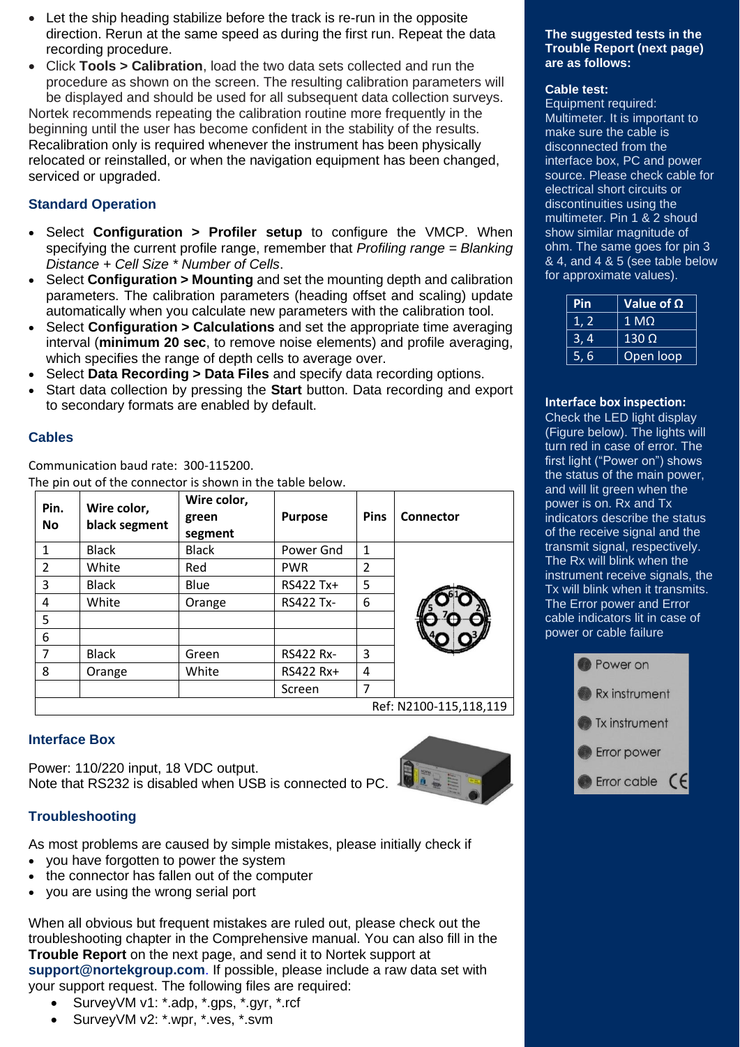- Let the ship heading stabilize before the track is re-run in the opposite direction. Rerun at the same speed as during the first run. Repeat the data recording procedure.
- Click **Tools > Calibration**, load the two data sets collected and run the procedure as shown on the screen. The resulting calibration parameters will be displayed and should be used for all subsequent data collection surveys.

Nortek recommends repeating the calibration routine more frequently in the beginning until the user has become confident in the stability of the results. Recalibration only is required whenever the instrument has been physically relocated or reinstalled, or when the navigation equipment has been changed, serviced or upgraded.

## Standard Operation

- Select **Configuration > Profiler setup** to configure the VMCP. When specifying the current profile range, remember that *Profiling range = Blanking Distance + Cell Size * Number of Cells*.
- Select **Configuration > Mounting** and set the mounting depth and calibration parameters. The calibration parameters (heading offset and scaling) update automatically when you calculate new parameters with the calibration tool.
- Select **Configuration > Calculations** and set the appropriate time averaging interval (**minimum 20 sec**, to remove noise elements) and profile averaging, which specifies the range of depth cells to average over.
- Select **Data Recording > Data Files** and specify data recording options.
- Start data collection by pressing the **Start** button. Data recording and export to secondary formats are enabled by default.

## Cables

Communication baud rate: 300-115200.

The pin out of the connector is shown in the table below.

| Pin. No | Wire color, black segment | Wire color, green segment | Purpose | Pins | Connector |
|---|---|---|---|---|---|
| 1 | Black | Black | Power Gnd | 1 | |
| 2 | White | Red | PWR | 2 | |
| 3 | Black | Blue | RS422 Tx+ | 5 | |
| 4 | White | Orange | RS422 Tx- | 6 | |
| 5 | | | | | |
| 6 | | | | | |
| 7 | Black | Green | RS422 Rx- | 3 | |
| 8 | Orange | White | RS422 Rx+ | 4 | |
| | | | Screen | 7 | |
| | | | | | Ref: N2100-115,118,119 |

## Interface Box

Power: 110/220 input, 18 VDC output.
Note that RS232 is disabled when USB is connected to PC.

## Troubleshooting

As most problems are caused by simple mistakes, please initially check if

- you have forgotten to power the system
- the connector has fallen out of the computer
- you are using the wrong serial port

When all obvious but frequent mistakes are ruled out, please check out the troubleshooting chapter in the Comprehensive manual. You can also fill in the **Trouble Report** on the next page, and send it to Nortek support at **support@nortekgroup.com**. If possible, please include a raw data set with your support request. The following files are required:

- SurveyVM v1: *.adp, *.gps, *.gyr, *.rcf
- SurveyVM v2: *.wpr, *.ves, *.svm

**The suggested tests in the Trouble Report (next page) are as follows:**

**Cable test:**
Equipment required: Multimeter. It is important to make sure the cable is disconnected from the interface box, PC and power source. Please check cable for electrical short circuits or discontinuities using the multimeter. Pin 1 & 2 shoud show similar magnitude of ohm. The same goes for pin 3 & 4, and 4 & 5 (see table below for approximate values).

| Pin | Value of Ω |
|---|---|
| 1, 2 | 1 MΩ |
| 3, 4 | 130 Ω |
| 5, 6 | Open loop |

**Interface box inspection:**
Check the LED light display (Figure below). The lights will turn red in case of error. The first light ("Power on") shows the status of the main power, and will lit green when the power is on. Rx and Tx indicators describe the status of the receive signal and the transmit signal, respectively. The Rx will blink when the instrument receive signals, the Tx will blink when it transmits. The Error power and Error cable indicators lit in case of power or cable failure

Power on
Rx instrument
Tx instrument
Error power
Error cable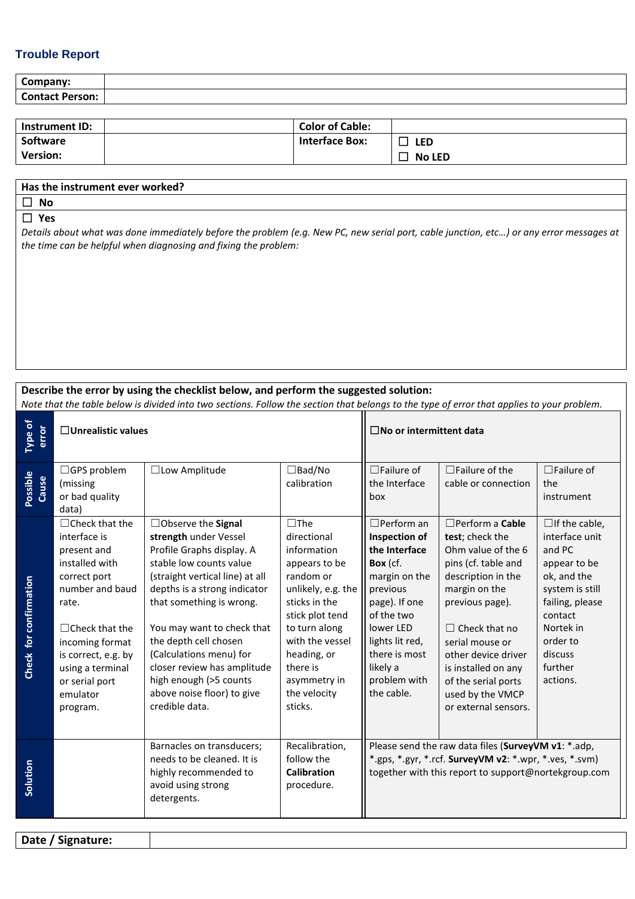## Trouble Report

| | |
|---|---|
| **Company:** | |
| **Contact Person:** | |

| | | | |
|---|---|---|---|
| **Instrument ID:** | | **Color of Cable:** | |
| **Software Version:** | | **Interface Box:** | ☐ **LED**<br>☐ **No LED** |

**Has the instrument ever worked?**

☐ **No**

☐ **Yes**

*Details about what was done immediately before the problem (e.g. New PC, new serial port, cable junction, etc…) or any error messages at the time can be helpful when diagnosing and fixing the problem:*

**Describe the error by using the checklist below, and perform the suggested solution:**

*Note that the table below is divided into two sections. Follow the section that belongs to the type of error that applies to your problem.*

| | | | | | | |
|---|---|---|---|---|---|---|
| **Type of error** | ☐**Unrealistic values** | | | ☐**No or intermittent data** | | |
| **Possible Cause** | ☐GPS problem (missing or bad quality data) | ☐Low Amplitude | ☐Bad/No calibration | ☐Failure of the Interface box | ☐Failure of the cable or connection | ☐Failure of the instrument |
| **Check for confirmation** | ☐Check that the interface is present and installed with correct port number and baud rate.<br><br>☐Check that the incoming format is correct, e.g. by using a terminal or serial port emulator program. | ☐Observe the **Signal strength** under Vessel Profile Graphs display. A stable low counts value (straight vertical line) at all depths is a strong indicator that something is wrong.<br><br>You may want to check that the depth cell chosen (Calculations menu) for closer review has amplitude high enough (>5 counts above noise floor) to give credible data. | ☐The directional information appears to be random or unlikely, e.g. the sticks in the stick plot tend to turn along with the vessel heading, or there is asymmetry in the velocity sticks. | ☐Perform an **Inspection of the Interface Box** (cf. margin on the previous page). If one of the two lower LED lights lit red, there is most likely a problem with the cable. | ☐Perform a **Cable test**; check the Ohm value of the 6 pins (cf. table and description in the margin on the previous page).<br><br>☐ Check that no serial mouse or other device driver is installed on any of the serial ports used by the VMCP or external sensors. | ☐If the cable, interface unit and PC appear to be ok, and the system is still failing, please contact Nortek in order to discuss further actions. |
| **Solution** | | Barnacles on transducers; needs to be cleaned. It is highly recommended to avoid using strong detergents. | Recalibration, follow the **Calibration** procedure. | Please send the raw data files (**SurveyVM v1**: *.adp, *.gps, *.gyr, *.rcf. **SurveyVM v2**: *.wpr, *.ves, *.svm) together with this report to support@nortekgroup.com | | |

| | |
|---|---|
| **Date / Signature:** | |